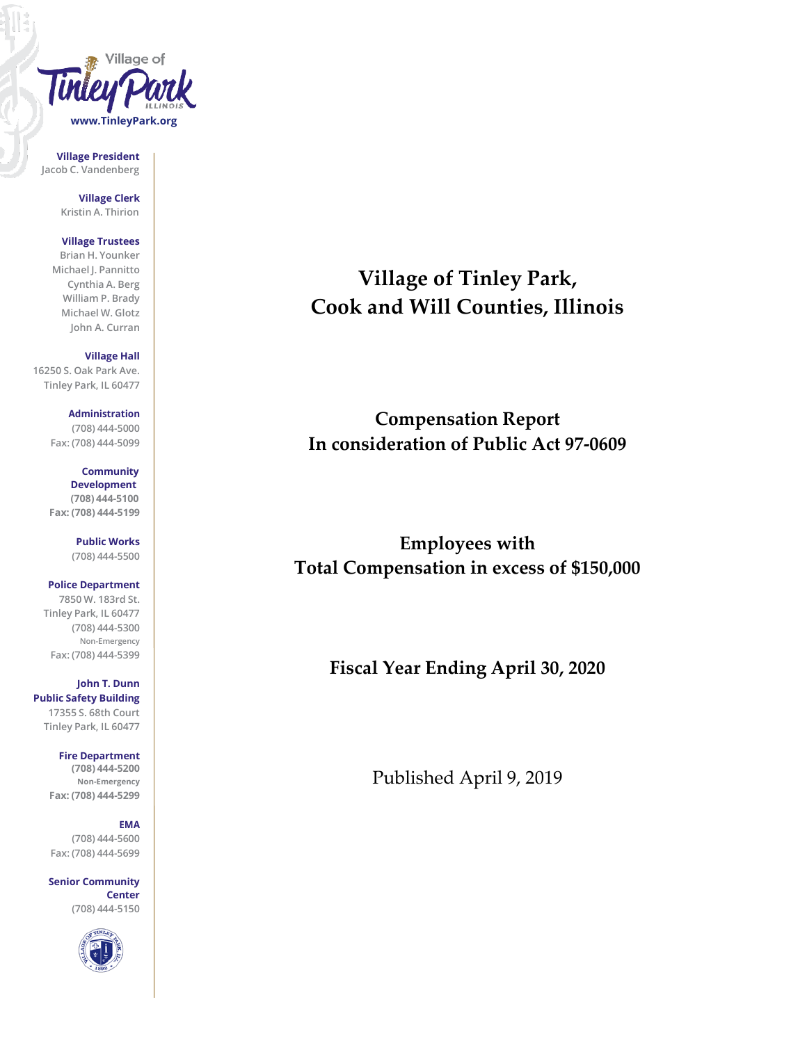Village of Tinley Park ILLINOIS

www.TinleyPark.org

**Village President**
Jacob C. Vandenberg

**Village Clerk**
Kristin A. Thirion

**Village Trustees**
Brian H. Younker
Michael J. Pannitto
Cynthia A. Berg
William P. Brady
Michael W. Glotz
John A. Curran

**Village Hall**
16250 S. Oak Park Ave.
Tinley Park, IL 60477

**Administration**
(708) 444-5000
Fax: (708) 444-5099

**Community Development**
(708) 444-5100
Fax: (708) 444-5199

**Public Works**
(708) 444-5500

**Police Department**
7850 W. 183rd St.
Tinley Park, IL 60477
(708) 444-5300
Non-Emergency
Fax: (708) 444-5399

**John T. Dunn Public Safety Building**
17355 S. 68th Court
Tinley Park, IL 60477

**Fire Department**
(708) 444-5200
Non-Emergency
Fax: (708) 444-5299

**EMA**
(708) 444-5600
Fax: (708) 444-5699

**Senior Community Center**
(708) 444-5150

# Village of Tinley Park, Cook and Will Counties, Illinois

## Compensation Report In consideration of Public Act 97-0609

## Employees with Total Compensation in excess of $150,000

## Fiscal Year Ending April 30, 2020

Published April 9, 2019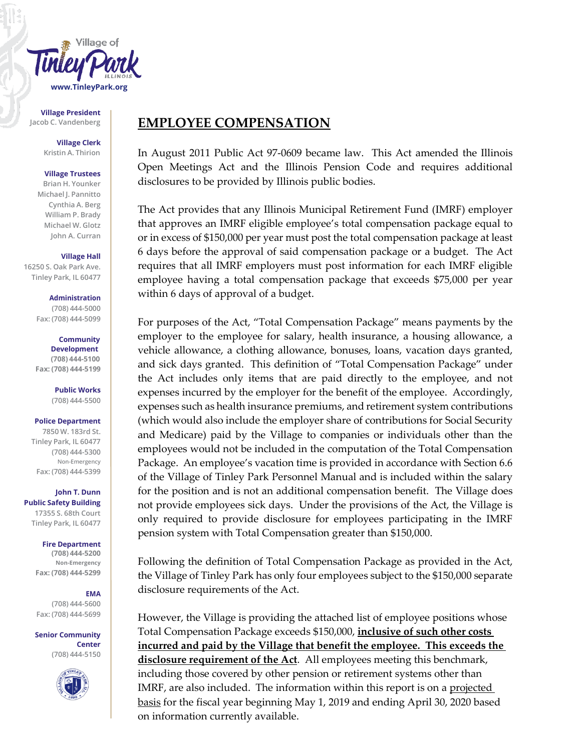Village of Tinley Park ILLINOIS
www.TinleyPark.org

**Village President**
Jacob C. Vandenberg

**Village Clerk**
Kristin A. Thirion

**Village Trustees**
Brian H. Younker
Michael J. Pannitto
Cynthia A. Berg
William P. Brady
Michael W. Glotz
John A. Curran

**Village Hall**
16250 S. Oak Park Ave.
Tinley Park, IL 60477

**Administration**
(708) 444-5000
Fax: (708) 444-5099

**Community Development**
(708) 444-5100
Fax: (708) 444-5199

**Public Works**
(708) 444-5500

**Police Department**
7850 W. 183rd St.
Tinley Park, IL 60477
(708) 444-5300
Non-Emergency
Fax: (708) 444-5399

**John T. Dunn Public Safety Building**
17355 S. 68th Court
Tinley Park, IL 60477

**Fire Department**
(708) 444-5200
Non-Emergency
Fax: (708) 444-5299

**EMA**
(708) 444-5600
Fax: (708) 444-5699

**Senior Community Center**
(708) 444-5150

# EMPLOYEE COMPENSATION

In August 2011 Public Act 97-0609 became law. This Act amended the Illinois Open Meetings Act and the Illinois Pension Code and requires additional disclosures to be provided by Illinois public bodies.

The Act provides that any Illinois Municipal Retirement Fund (IMRF) employer that approves an IMRF eligible employee's total compensation package equal to or in excess of $150,000 per year must post the total compensation package at least 6 days before the approval of said compensation package or a budget. The Act requires that all IMRF employers must post information for each IMRF eligible employee having a total compensation package that exceeds $75,000 per year within 6 days of approval of a budget.

For purposes of the Act, "Total Compensation Package" means payments by the employer to the employee for salary, health insurance, a housing allowance, a vehicle allowance, a clothing allowance, bonuses, loans, vacation days granted, and sick days granted. This definition of "Total Compensation Package" under the Act includes only items that are paid directly to the employee, and not expenses incurred by the employer for the benefit of the employee. Accordingly, expenses such as health insurance premiums, and retirement system contributions (which would also include the employer share of contributions for Social Security and Medicare) paid by the Village to companies or individuals other than the employees would not be included in the computation of the Total Compensation Package. An employee's vacation time is provided in accordance with Section 6.6 of the Village of Tinley Park Personnel Manual and is included within the salary for the position and is not an additional compensation benefit. The Village does not provide employees sick days. Under the provisions of the Act, the Village is only required to provide disclosure for employees participating in the IMRF pension system with Total Compensation greater than $150,000.

Following the definition of Total Compensation Package as provided in the Act, the Village of Tinley Park has only four employees subject to the $150,000 separate disclosure requirements of the Act.

However, the Village is providing the attached list of employee positions whose Total Compensation Package exceeds $150,000, **inclusive of such other costs incurred and paid by the Village that benefit the employee. This exceeds the disclosure requirement of the Act**. All employees meeting this benchmark, including those covered by other pension or retirement systems other than IMRF, are also included. The information within this report is on a projected basis for the fiscal year beginning May 1, 2019 and ending April 30, 2020 based on information currently available.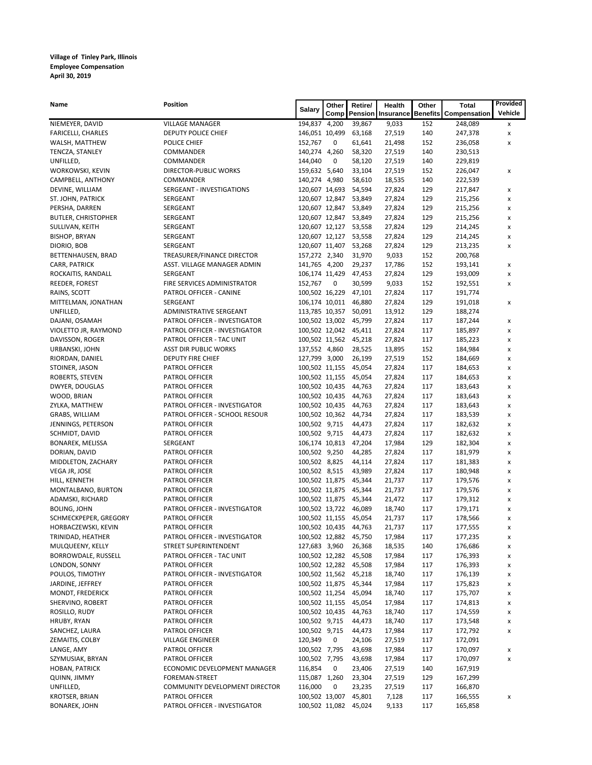**Village of Tinley Park, Illinois**
**Employee Compensation**
**April 30, 2019**

| Name | Position | Salary | Other Comp | Retire/ Pension | Health Insurance | Other Benefits | Total Compensation | Provided Vehicle |
|---|---|---|---|---|---|---|---|---|
| NIEMEYER, DAVID | VILLAGE MANAGER | 194,837 | 4,200 | 39,867 | 9,033 | 152 | 248,089 | x |
| FARICELLI, CHARLES | DEPUTY POLICE CHIEF | 146,051 | 10,499 | 63,168 | 27,519 | 140 | 247,378 | x |
| WALSH, MATTHEW | POLICE CHIEF | 152,767 | 0 | 61,641 | 21,498 | 152 | 236,058 | x |
| TENCZA, STANLEY | COMMANDER | 140,274 | 4,260 | 58,320 | 27,519 | 140 | 230,513 | |
| UNFILLED, | COMMANDER | 144,040 | 0 | 58,120 | 27,519 | 140 | 229,819 | |
| WORKOWSKI, KEVIN | DIRECTOR-PUBLIC WORKS | 159,632 | 5,640 | 33,104 | 27,519 | 152 | 226,047 | x |
| CAMPBELL, ANTHONY | COMMANDER | 140,274 | 4,980 | 58,610 | 18,535 | 140 | 222,539 | |
| DEVINE, WILLIAM | SERGEANT - INVESTIGATIONS | 120,607 | 14,693 | 54,594 | 27,824 | 129 | 217,847 | x |
| ST. JOHN, PATRICK | SERGEANT | 120,607 | 12,847 | 53,849 | 27,824 | 129 | 215,256 | x |
| PERSHA, DARREN | SERGEANT | 120,607 | 12,847 | 53,849 | 27,824 | 129 | 215,256 | x |
| BUTLER, CHRISTOPHER | SERGEANT | 120,607 | 12,847 | 53,849 | 27,824 | 129 | 215,256 | x |
| SULLIVAN, KEITH | SERGEANT | 120,607 | 12,127 | 53,558 | 27,824 | 129 | 214,245 | x |
| BISHOP, BRYAN | SERGEANT | 120,607 | 12,127 | 53,558 | 27,824 | 129 | 214,245 | x |
| DIORIO, BOB | SERGEANT | 120,607 | 11,407 | 53,268 | 27,824 | 129 | 213,235 | x |
| BETTENHAUSEN, BRAD | TREASURER/FINANCE DIRECTOR | 157,272 | 2,340 | 31,970 | 9,033 | 152 | 200,768 | |
| CARR, PATRICK | ASST. VILLAGE MANAGER ADMIN | 141,765 | 4,200 | 29,237 | 17,786 | 152 | 193,141 | x |
| ROCKAITIS, RANDALL | SERGEANT | 106,174 | 11,429 | 47,453 | 27,824 | 129 | 193,009 | x |
| REEDER, FOREST | FIRE SERVICES ADMINISTRATOR | 152,767 | 0 | 30,599 | 9,033 | 152 | 192,551 | x |
| RAINS, SCOTT | PATROL OFFICER - CANINE | 100,502 | 16,229 | 47,101 | 27,824 | 117 | 191,774 | |
| MITTELMAN, JONATHAN | SERGEANT | 106,174 | 10,011 | 46,880 | 27,824 | 129 | 191,018 | x |
| UNFILLED, | ADMINISTRATIVE SERGEANT | 113,785 | 10,357 | 50,091 | 13,912 | 129 | 188,274 | |
| DAJANI, OSAMAH | PATROL OFFICER - INVESTIGATOR | 100,502 | 13,002 | 45,799 | 27,824 | 117 | 187,244 | x |
| VIOLETTO JR, RAYMOND | PATROL OFFICER - INVESTIGATOR | 100,502 | 12,042 | 45,411 | 27,824 | 117 | 185,897 | x |
| DAVISSON, ROGER | PATROL OFFICER - TAC UNIT | 100,502 | 11,562 | 45,218 | 27,824 | 117 | 185,223 | x |
| URBANSKI, JOHN | ASST DIR PUBLIC WORKS | 137,552 | 4,860 | 28,525 | 13,895 | 152 | 184,984 | x |
| RIORDAN, DANIEL | DEPUTY FIRE CHIEF | 127,799 | 3,000 | 26,199 | 27,519 | 152 | 184,669 | x |
| STOINER, JASON | PATROL OFFICER | 100,502 | 11,155 | 45,054 | 27,824 | 117 | 184,653 | x |
| ROBERTS, STEVEN | PATROL OFFICER | 100,502 | 11,155 | 45,054 | 27,824 | 117 | 184,653 | x |
| DWYER, DOUGLAS | PATROL OFFICER | 100,502 | 10,435 | 44,763 | 27,824 | 117 | 183,643 | x |
| WOOD, BRIAN | PATROL OFFICER | 100,502 | 10,435 | 44,763 | 27,824 | 117 | 183,643 | x |
| ZYLKA, MATTHEW | PATROL OFFICER - INVESTIGATOR | 100,502 | 10,435 | 44,763 | 27,824 | 117 | 183,643 | x |
| GRABS, WILLIAM | PATROL OFFICER - SCHOOL RESOUR | 100,502 | 10,362 | 44,734 | 27,824 | 117 | 183,539 | x |
| JENNINGS, PETERSON | PATROL OFFICER | 100,502 | 9,715 | 44,473 | 27,824 | 117 | 182,632 | x |
| SCHMIDT, DAVID | PATROL OFFICER | 100,502 | 9,715 | 44,473 | 27,824 | 117 | 182,632 | x |
| BONAREK, MELISSA | SERGEANT | 106,174 | 10,813 | 47,204 | 17,984 | 129 | 182,304 | x |
| DORIAN, DAVID | PATROL OFFICER | 100,502 | 9,250 | 44,285 | 27,824 | 117 | 181,979 | x |
| MIDDLETON, ZACHARY | PATROL OFFICER | 100,502 | 8,825 | 44,114 | 27,824 | 117 | 181,383 | x |
| VEGA JR, JOSE | PATROL OFFICER | 100,502 | 8,515 | 43,989 | 27,824 | 117 | 180,948 | x |
| HILL, KENNETH | PATROL OFFICER | 100,502 | 11,875 | 45,344 | 21,737 | 117 | 179,576 | x |
| MONTALBANO, BURTON | PATROL OFFICER | 100,502 | 11,875 | 45,344 | 21,737 | 117 | 179,576 | x |
| ADAMSKI, RICHARD | PATROL OFFICER | 100,502 | 11,875 | 45,344 | 21,472 | 117 | 179,312 | x |
| BOLING, JOHN | PATROL OFFICER - INVESTIGATOR | 100,502 | 13,722 | 46,089 | 18,740 | 117 | 179,171 | x |
| SCHMECKPEPER, GREGORY | PATROL OFFICER | 100,502 | 11,155 | 45,054 | 21,737 | 117 | 178,566 | x |
| HORBACZEWSKI, KEVIN | PATROL OFFICER | 100,502 | 10,435 | 44,763 | 21,737 | 117 | 177,555 | x |
| TRINIDAD, HEATHER | PATROL OFFICER - INVESTIGATOR | 100,502 | 12,882 | 45,750 | 17,984 | 117 | 177,235 | x |
| MULQUEENY, KELLY | STREET SUPERINTENDENT | 127,683 | 3,960 | 26,368 | 18,535 | 140 | 176,686 | x |
| BORROWDALE, RUSSELL | PATROL OFFICER - TAC UNIT | 100,502 | 12,282 | 45,508 | 17,984 | 117 | 176,393 | x |
| LONDON, SONNY | PATROL OFFICER | 100,502 | 12,282 | 45,508 | 17,984 | 117 | 176,393 | x |
| POULOS, TIMOTHY | PATROL OFFICER - INVESTIGATOR | 100,502 | 11,562 | 45,218 | 18,740 | 117 | 176,139 | x |
| JARDINE, JEFFREY | PATROL OFFICER | 100,502 | 11,875 | 45,344 | 17,984 | 117 | 175,823 | x |
| MONDT, FREDERICK | PATROL OFFICER | 100,502 | 11,254 | 45,094 | 18,740 | 117 | 175,707 | x |
| SHERVINO, ROBERT | PATROL OFFICER | 100,502 | 11,155 | 45,054 | 17,984 | 117 | 174,813 | x |
| ROSILLO, RUDY | PATROL OFFICER | 100,502 | 10,435 | 44,763 | 18,740 | 117 | 174,559 | x |
| HRUBY, RYAN | PATROL OFFICER | 100,502 | 9,715 | 44,473 | 18,740 | 117 | 173,548 | x |
| SANCHEZ, LAURA | PATROL OFFICER | 100,502 | 9,715 | 44,473 | 17,984 | 117 | 172,792 | x |
| ZEMAITIS, COLBY | VILLAGE ENGINEER | 120,349 | 0 | 24,106 | 27,519 | 117 | 172,091 | |
| LANGE, AMY | PATROL OFFICER | 100,502 | 7,795 | 43,698 | 17,984 | 117 | 170,097 | x |
| SZYMUSIAK, BRYAN | PATROL OFFICER | 100,502 | 7,795 | 43,698 | 17,984 | 117 | 170,097 | x |
| HOBAN, PATRICK | ECONOMIC DEVELOPMENT MANAGER | 116,854 | 0 | 23,406 | 27,519 | 140 | 167,919 | |
| QUINN, JIMMY | FOREMAN-STREET | 115,087 | 1,260 | 23,304 | 27,519 | 129 | 167,299 | |
| UNFILLED, | COMMUNITY DEVELOPMENT DIRECTOR | 116,000 | 0 | 23,235 | 27,519 | 117 | 166,870 | |
| KROTSER, BRIAN | PATROL OFFICER | 100,502 | 13,007 | 45,801 | 7,128 | 117 | 166,555 | x |
| BONAREK, JOHN | PATROL OFFICER - INVESTIGATOR | 100,502 | 11,082 | 45,024 | 9,133 | 117 | 165,858 | |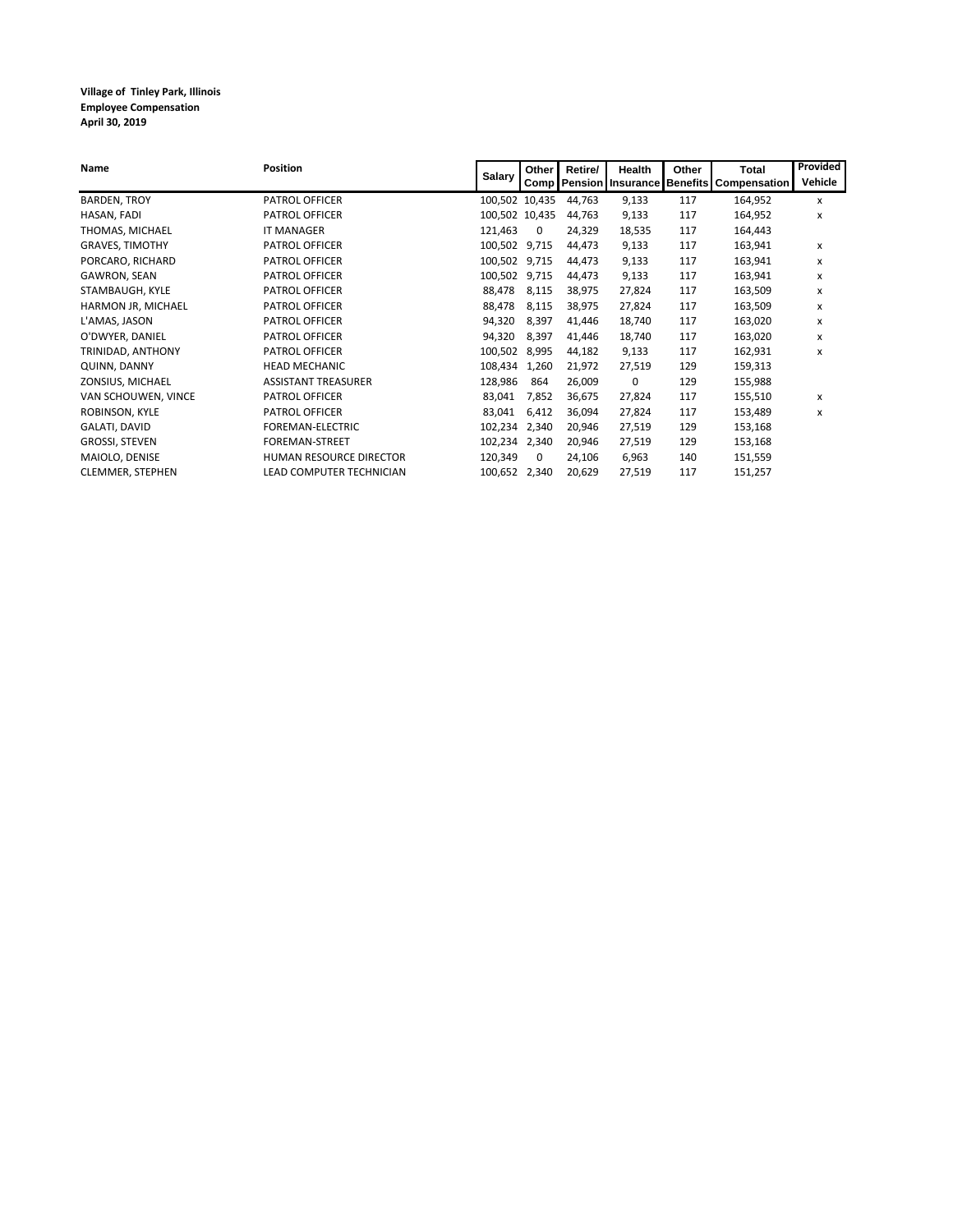**Village of Tinley Park, Illinois**
**Employee Compensation**
**April 30, 2019**

| Name | Position | Salary | Other Comp | Retire/ Pension | Health Insurance | Other Benefits | Total Compensation | Provided Vehicle |
|---|---|---|---|---|---|---|---|---|
| BARDEN, TROY | PATROL OFFICER | 100,502 | 10,435 | 44,763 | 9,133 | 117 | 164,952 | x |
| HASAN, FADI | PATROL OFFICER | 100,502 | 10,435 | 44,763 | 9,133 | 117 | 164,952 | x |
| THOMAS, MICHAEL | IT MANAGER | 121,463 | 0 | 24,329 | 18,535 | 117 | 164,443 | |
| GRAVES, TIMOTHY | PATROL OFFICER | 100,502 | 9,715 | 44,473 | 9,133 | 117 | 163,941 | x |
| PORCARO, RICHARD | PATROL OFFICER | 100,502 | 9,715 | 44,473 | 9,133 | 117 | 163,941 | x |
| GAWRON, SEAN | PATROL OFFICER | 100,502 | 9,715 | 44,473 | 9,133 | 117 | 163,941 | x |
| STAMBAUGH, KYLE | PATROL OFFICER | 88,478 | 8,115 | 38,975 | 27,824 | 117 | 163,509 | x |
| HARMON JR, MICHAEL | PATROL OFFICER | 88,478 | 8,115 | 38,975 | 27,824 | 117 | 163,509 | x |
| L'AMAS, JASON | PATROL OFFICER | 94,320 | 8,397 | 41,446 | 18,740 | 117 | 163,020 | x |
| O'DWYER, DANIEL | PATROL OFFICER | 94,320 | 8,397 | 41,446 | 18,740 | 117 | 163,020 | x |
| TRINIDAD, ANTHONY | PATROL OFFICER | 100,502 | 8,995 | 44,182 | 9,133 | 117 | 162,931 | x |
| QUINN, DANNY | HEAD MECHANIC | 108,434 | 1,260 | 21,972 | 27,519 | 129 | 159,313 | |
| ZONSIUS, MICHAEL | ASSISTANT TREASURER | 128,986 | 864 | 26,009 | 0 | 129 | 155,988 | |
| VAN SCHOUWEN, VINCE | PATROL OFFICER | 83,041 | 7,852 | 36,675 | 27,824 | 117 | 155,510 | x |
| ROBINSON, KYLE | PATROL OFFICER | 83,041 | 6,412 | 36,094 | 27,824 | 117 | 153,489 | x |
| GALATI, DAVID | FOREMAN-ELECTRIC | 102,234 | 2,340 | 20,946 | 27,519 | 129 | 153,168 | |
| GROSSI, STEVEN | FOREMAN-STREET | 102,234 | 2,340 | 20,946 | 27,519 | 129 | 153,168 | |
| MAIOLO, DENISE | HUMAN RESOURCE DIRECTOR | 120,349 | 0 | 24,106 | 6,963 | 140 | 151,559 | |
| CLEMMER, STEPHEN | LEAD COMPUTER TECHNICIAN | 100,652 | 2,340 | 20,629 | 27,519 | 117 | 151,257 | |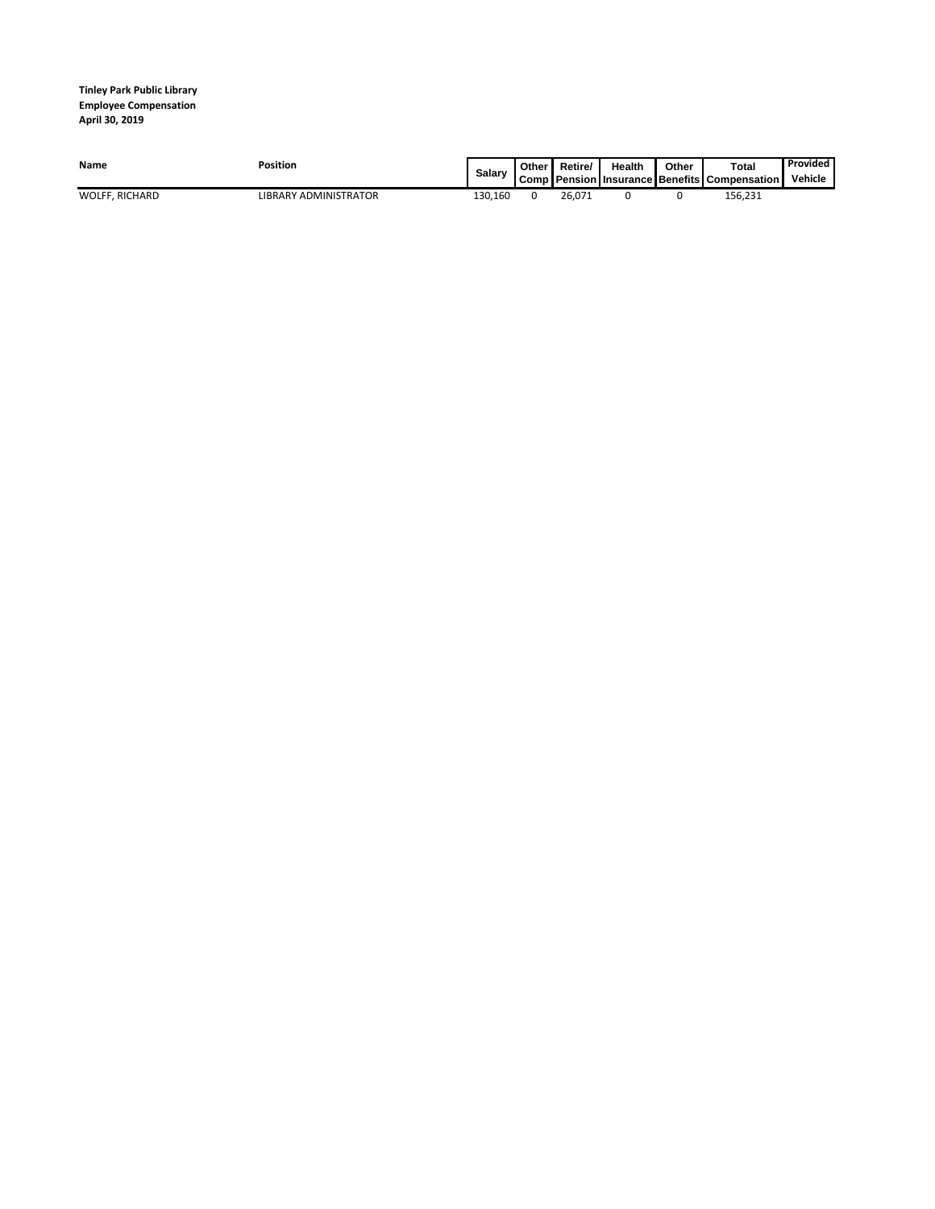**Tinley Park Public Library**
**Employee Compensation**
**April 30, 2019**

| Name | Position | Salary | Other Comp | Retire/ Pension | Health Insurance | Other Benefits | Total Compensation | Provided Vehicle |
|---|---|---|---|---|---|---|---|---|
| WOLFF, RICHARD | LIBRARY ADMINISTRATOR | 130,160 | 0 | 26,071 | 0 | 0 | 156,231 | |